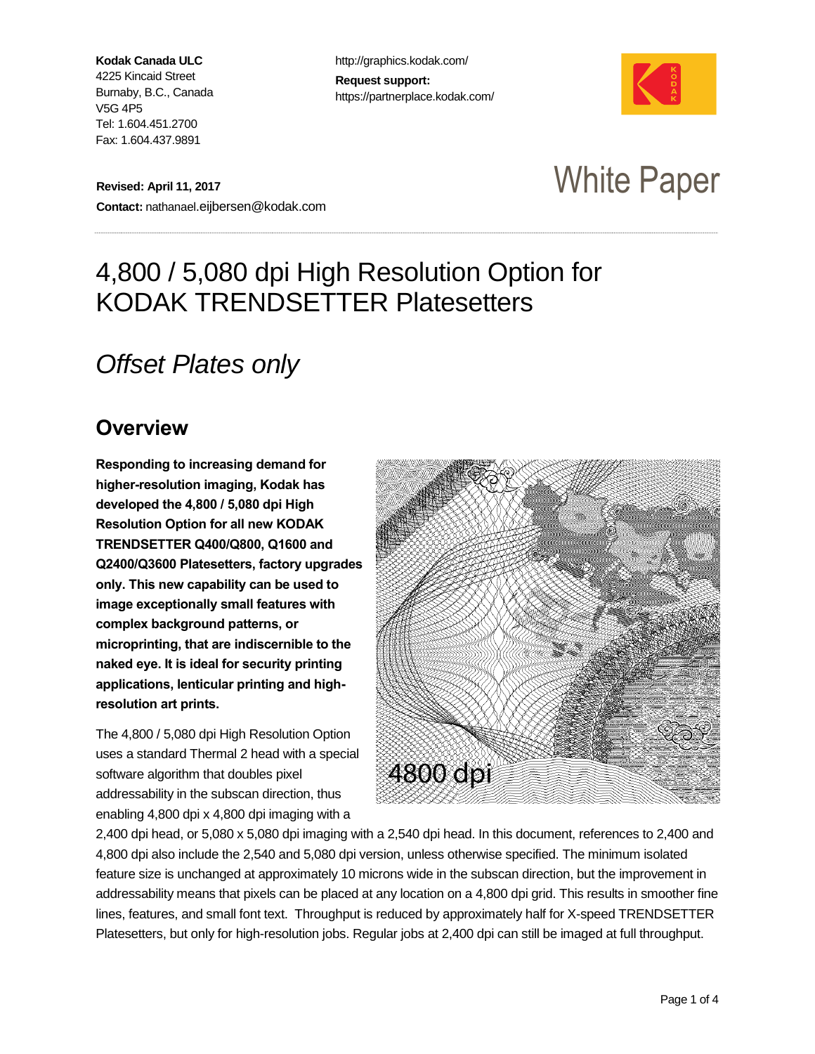**Kodak Canada ULC**
4225 Kincaid Street
Burnaby, B.C., Canada
V5G 4P5
Tel: 1.604.451.2700
Fax: 1.604.437.9891

http://graphics.kodak.com/
**Request support:**
https://partnerplace.kodak.com/

**Revised: April 11, 2017**
**Contact:** nathanael.eijbersen@kodak.com

White Paper

# 4,800 / 5,080 dpi High Resolution Option for KODAK TRENDSETTER Platesetters

## *Offset Plates only*

## Overview

**Responding to increasing demand for higher-resolution imaging, Kodak has developed the 4,800 / 5,080 dpi High Resolution Option for all new KODAK TRENDSETTER Q400/Q800, Q1600 and Q2400/Q3600 Platesetters, factory upgrades only. This new capability can be used to image exceptionally small features with complex background patterns, or microprinting, that are indiscernible to the naked eye. It is ideal for security printing applications, lenticular printing and high-resolution art prints.**

The 4,800 / 5,080 dpi High Resolution Option uses a standard Thermal 2 head with a special software algorithm that doubles pixel addressability in the subscan direction, thus enabling 4,800 dpi x 4,800 dpi imaging with a 2,400 dpi head, or 5,080 x 5,080 dpi imaging with a 2,540 dpi head. In this document, references to 2,400 and 4,800 dpi also include the 2,540 and 5,080 dpi version, unless otherwise specified. The minimum isolated feature size is unchanged at approximately 10 microns wide in the subscan direction, but the improvement in addressability means that pixels can be placed at any location on a 4,800 dpi grid. This results in smoother fine lines, features, and small font text. Throughput is reduced by approximately half for X-speed TRENDSETTER Platesetters, but only for high-resolution jobs. Regular jobs at 2,400 dpi can still be imaged at full throughput.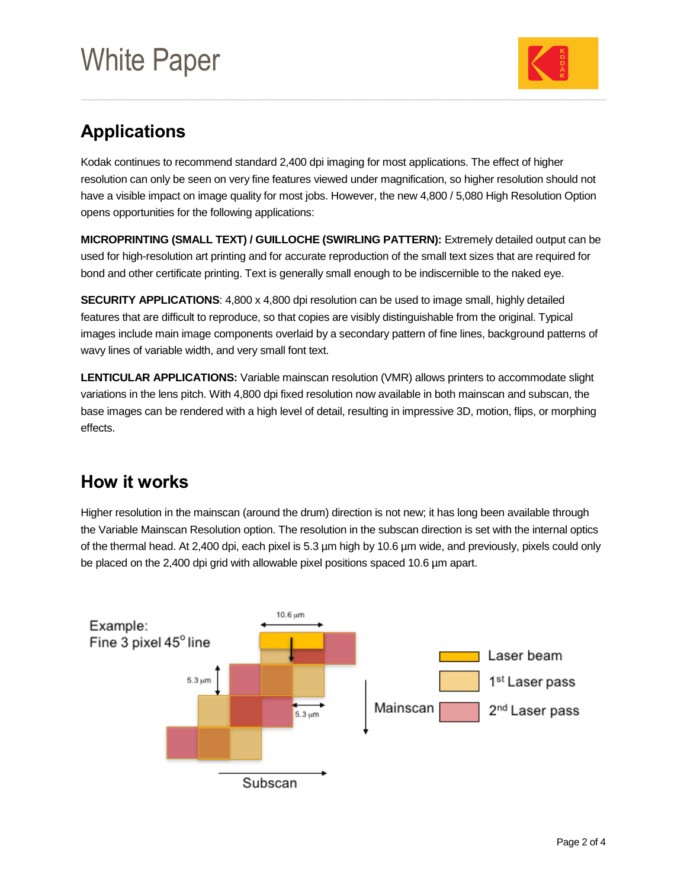## Applications

Kodak continues to recommend standard 2,400 dpi imaging for most applications. The effect of higher resolution can only be seen on very fine features viewed under magnification, so higher resolution should not have a visible impact on image quality for most jobs. However, the new 4,800 / 5,080 High Resolution Option opens opportunities for the following applications:

**MICROPRINTING (SMALL TEXT) / GUILLOCHE (SWIRLING PATTERN):** Extremely detailed output can be used for high-resolution art printing and for accurate reproduction of the small text sizes that are required for bond and other certificate printing. Text is generally small enough to be indiscernible to the naked eye.

**SECURITY APPLICATIONS**: 4,800 x 4,800 dpi resolution can be used to image small, highly detailed features that are difficult to reproduce, so that copies are visibly distinguishable from the original. Typical images include main image components overlaid by a secondary pattern of fine lines, background patterns of wavy lines of variable width, and very small font text.

**LENTICULAR APPLICATIONS:** Variable mainscan resolution (VMR) allows printers to accommodate slight variations in the lens pitch. With 4,800 dpi fixed resolution now available in both mainscan and subscan, the base images can be rendered with a high level of detail, resulting in impressive 3D, motion, flips, or morphing effects.

## How it works

Higher resolution in the mainscan (around the drum) direction is not new; it has long been available through the Variable Mainscan Resolution option. The resolution in the subscan direction is set with the internal optics of the thermal head. At 2,400 dpi, each pixel is 5.3 µm high by 10.6 µm wide, and previously, pixels could only be placed on the 2,400 dpi grid with allowable pixel positions spaced 10.6 µm apart.

Example:
Fine 3 pixel 45° line

10.6 µm

5.3 µm

5.3 µm

Mainscan

Subscan

Laser beam

1st Laser pass

2nd Laser pass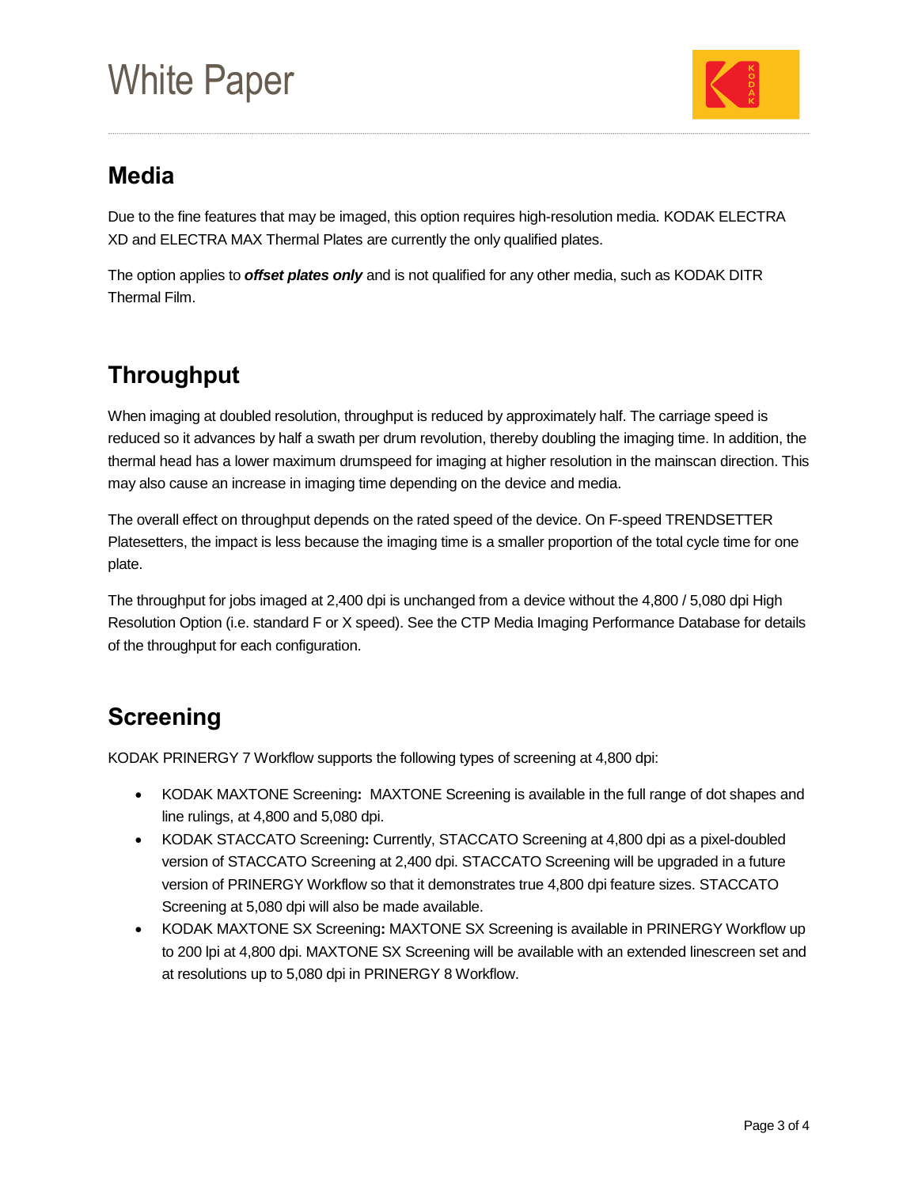## Media

Due to the fine features that may be imaged, this option requires high-resolution media. KODAK ELECTRA XD and ELECTRA MAX Thermal Plates are currently the only qualified plates.

The option applies to ***offset plates only*** and is not qualified for any other media, such as KODAK DITR Thermal Film.

## Throughput

When imaging at doubled resolution, throughput is reduced by approximately half. The carriage speed is reduced so it advances by half a swath per drum revolution, thereby doubling the imaging time. In addition, the thermal head has a lower maximum drumspeed for imaging at higher resolution in the mainscan direction. This may also cause an increase in imaging time depending on the device and media.

The overall effect on throughput depends on the rated speed of the device. On F-speed TRENDSETTER Platesetters, the impact is less because the imaging time is a smaller proportion of the total cycle time for one plate.

The throughput for jobs imaged at 2,400 dpi is unchanged from a device without the 4,800 / 5,080 dpi High Resolution Option (i.e. standard F or X speed). See the CTP Media Imaging Performance Database for details of the throughput for each configuration.

## Screening

KODAK PRINERGY 7 Workflow supports the following types of screening at 4,800 dpi:

- KODAK MAXTONE Screening**:** MAXTONE Screening is available in the full range of dot shapes and line rulings, at 4,800 and 5,080 dpi.
- KODAK STACCATO Screening**:** Currently, STACCATO Screening at 4,800 dpi as a pixel-doubled version of STACCATO Screening at 2,400 dpi. STACCATO Screening will be upgraded in a future version of PRINERGY Workflow so that it demonstrates true 4,800 dpi feature sizes. STACCATO Screening at 5,080 dpi will also be made available.
- KODAK MAXTONE SX Screening**:** MAXTONE SX Screening is available in PRINERGY Workflow up to 200 lpi at 4,800 dpi. MAXTONE SX Screening will be available with an extended linescreen set and at resolutions up to 5,080 dpi in PRINERGY 8 Workflow.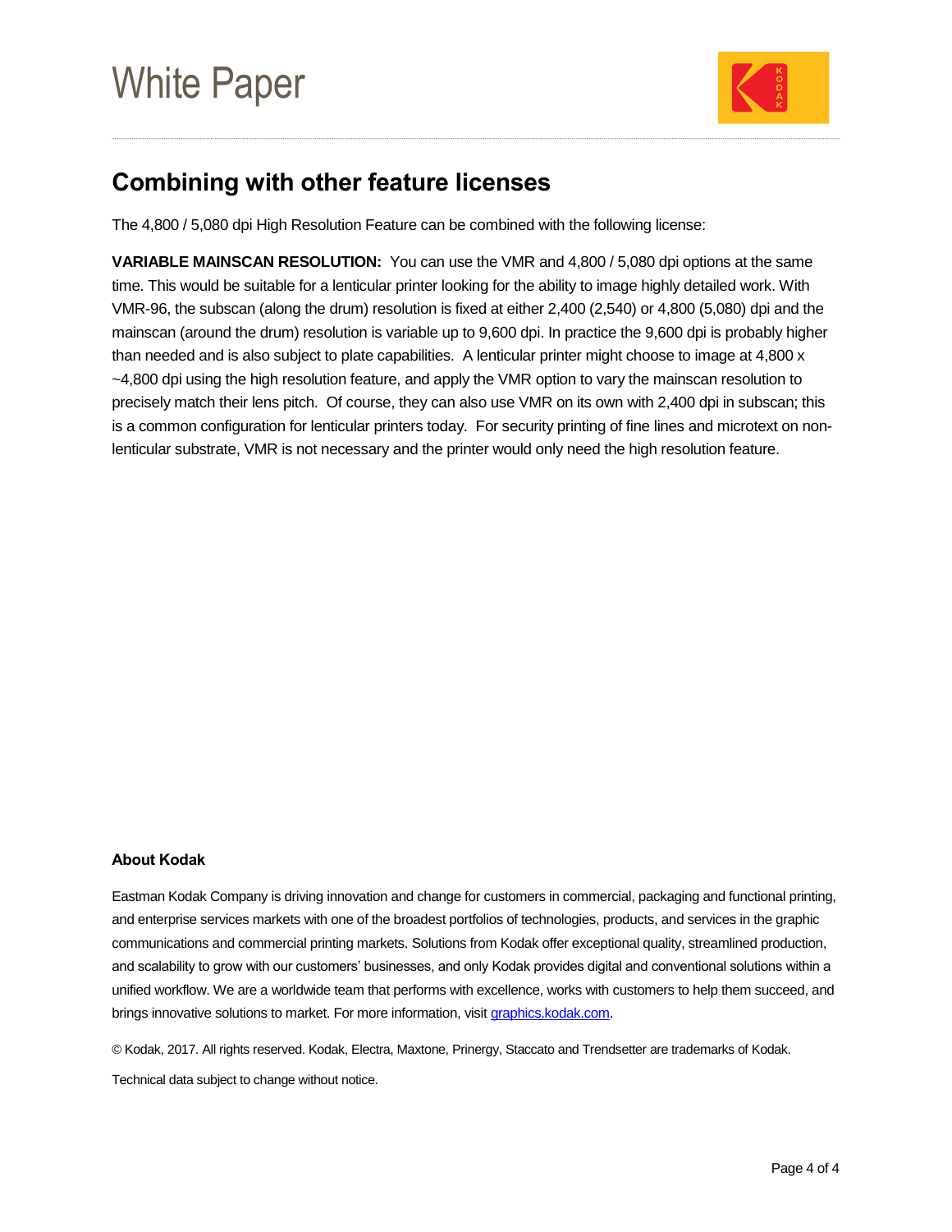## Combining with other feature licenses

The 4,800 / 5,080 dpi High Resolution Feature can be combined with the following license:

**VARIABLE MAINSCAN RESOLUTION:** You can use the VMR and 4,800 / 5,080 dpi options at the same time. This would be suitable for a lenticular printer looking for the ability to image highly detailed work. With VMR-96, the subscan (along the drum) resolution is fixed at either 2,400 (2,540) or 4,800 (5,080) dpi and the mainscan (around the drum) resolution is variable up to 9,600 dpi. In practice the 9,600 dpi is probably higher than needed and is also subject to plate capabilities. A lenticular printer might choose to image at 4,800 x ~4,800 dpi using the high resolution feature, and apply the VMR option to vary the mainscan resolution to precisely match their lens pitch. Of course, they can also use VMR on its own with 2,400 dpi in subscan; this is a common configuration for lenticular printers today. For security printing of fine lines and microtext on non-lenticular substrate, VMR is not necessary and the printer would only need the high resolution feature.

**About Kodak**

Eastman Kodak Company is driving innovation and change for customers in commercial, packaging and functional printing, and enterprise services markets with one of the broadest portfolios of technologies, products, and services in the graphic communications and commercial printing markets. Solutions from Kodak offer exceptional quality, streamlined production, and scalability to grow with our customers' businesses, and only Kodak provides digital and conventional solutions within a unified workflow. We are a worldwide team that performs with excellence, works with customers to help them succeed, and brings innovative solutions to market. For more information, visit graphics.kodak.com.

© Kodak, 2017. All rights reserved. Kodak, Electra, Maxtone, Prinergy, Staccato and Trendsetter are trademarks of Kodak.

Technical data subject to change without notice.